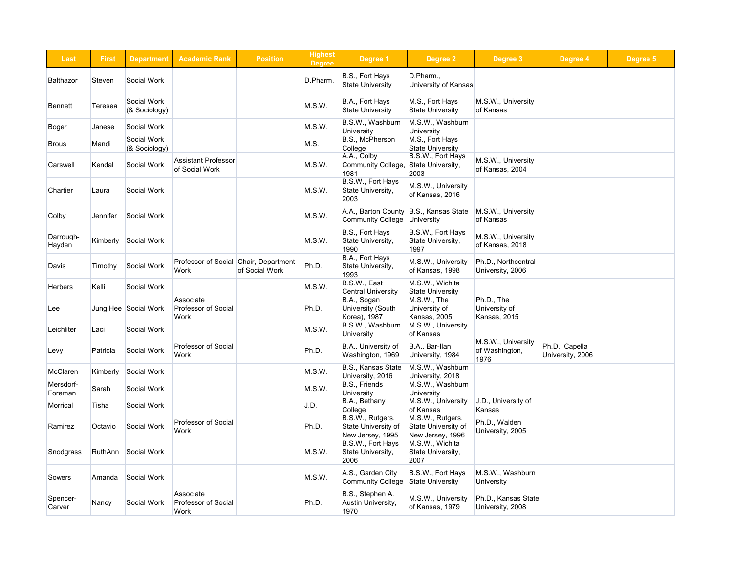| Last | First | Department | Academic Rank | Position | Highest Degree | Degree 1 | Degree 2 | Degree 3 | Degree 4 | Degree 5 |
|---|---|---|---|---|---|---|---|---|---|---|
| Balthazor | Steven | Social Work | | | D.Pharm. | B.S., Fort Hays State University | D.Pharm., University of Kansas | | | |
| Bennett | Teresea | Social Work (& Sociology) | | | M.S.W. | B.A., Fort Hays State University | M.S., Fort Hays State University | M.S.W., University of Kansas | | |
| Boger | Janese | Social Work | | | M.S.W. | B.S.W., Washburn University | M.S.W., Washburn University | | | |
| Brous | Mandi | Social Work (& Sociology) | | | M.S. | B.S., McPherson College | M.S., Fort Hays State University | | | |
| Carswell | Kendal | Social Work | Assistant Professor of Social Work | | M.S.W. | A.A., Colby Community College, 1981 | B.S.W., Fort Hays State University, 2003 | M.S.W., University of Kansas, 2004 | | |
| Chartier | Laura | Social Work | | | M.S.W. | B.S.W., Fort Hays State University, 2003 | M.S.W., University of Kansas, 2016 | | | |
| Colby | Jennifer | Social Work | | | M.S.W. | A.A., Barton County Community College | B.S., Kansas State University | M.S.W., University of Kansas | | |
| Darrough-Hayden | Kimberly | Social Work | | | M.S.W. | B.S., Fort Hays State University, 1990 | B.S.W., Fort Hays State University, 1997 | M.S.W., University of Kansas, 2018 | | |
| Davis | Timothy | Social Work | Professor of Social Work | Chair, Department of Social Work | Ph.D. | B.A., Fort Hays State University, 1993 | M.S.W., University of Kansas, 1998 | Ph.D., Northcentral University, 2006 | | |
| Herbers | Kelli | Social Work | | | M.S.W. | B.S.W., East Central University | M.S.W., Wichita State University | | | |
| Lee | Jung Hee | Social Work | Associate Professor of Social Work | | Ph.D. | B.A., Sogan University (South Korea), 1987 | M.S.W., The University of Kansas, 2005 | Ph.D., The University of Kansas, 2015 | | |
| Leichliter | Laci | Social Work | | | M.S.W. | B.S.W., Washburn University | M.S.W., University of Kansas | | | |
| Levy | Patricia | Social Work | Professor of Social Work | | Ph.D. | B.A., University of Washington, 1969 | B.A., Bar-Ilan University, 1984 | M.S.W., University of Washington, 1976 | Ph.D., Capella University, 2006 | |
| McClaren | Kimberly | Social Work | | | M.S.W. | B.S., Kansas State University, 2016 | M.S.W., Washburn University, 2018 | | | |
| Mersdorf-Foreman | Sarah | Social Work | | | M.S.W. | B.S., Friends University | M.S.W., Washburn University | | | |
| Morrical | Tisha | Social Work | | | J.D. | B.A., Bethany College | M.S.W., University of Kansas | J.D., University of Kansas | | |
| Ramirez | Octavio | Social Work | Professor of Social Work | | Ph.D. | B.S.W., Rutgers, State University of New Jersey, 1995 | M.S.W., Rutgers, State University of New Jersey, 1996 | Ph.D., Walden University, 2005 | | |
| Snodgrass | RuthAnn | Social Work | | | M.S.W. | B.S.W., Fort Hays State University, 2006 | M.S.W., Wichita State University, 2007 | | | |
| Sowers | Amanda | Social Work | | | M.S.W. | A.S., Garden City Community College | B.S.W., Fort Hays State University | M.S.W., Washburn University | | |
| Spencer-Carver | Nancy | Social Work | Associate Professor of Social Work | | Ph.D. | B.S., Stephen A. Austin University, 1970 | M.S.W., University of Kansas, 1979 | Ph.D., Kansas State University, 2008 | | |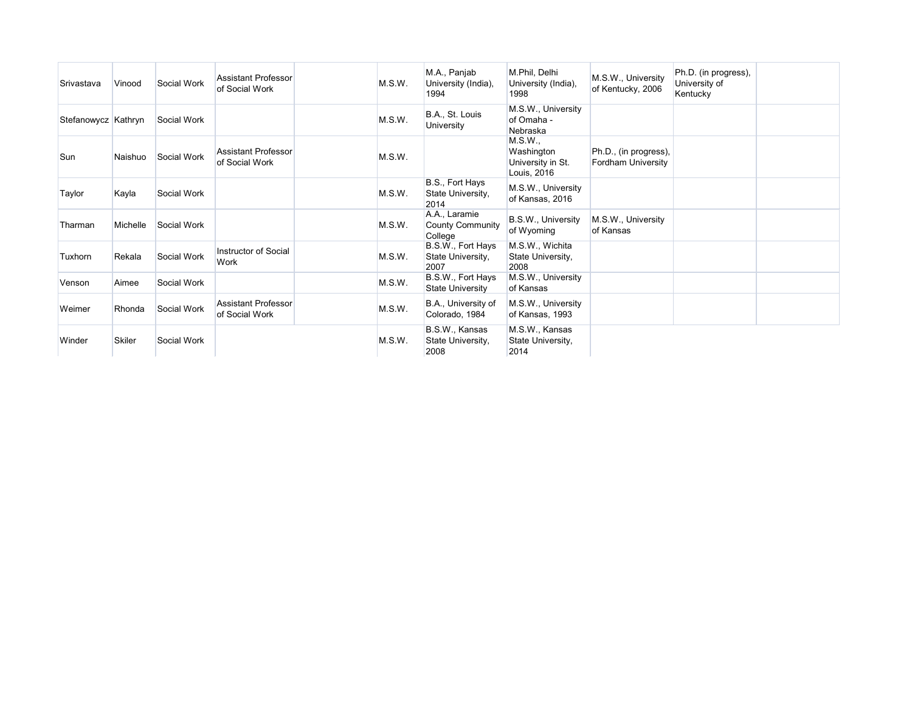| | | | | | | | | | | |
|---|---|---|---|---|---|---|---|---|---|---|
| Srivastava | Vinood | Social Work | Assistant Professor of Social Work | | M.S.W. | M.A., Panjab University (India), 1994 | M.Phil, Delhi University (India), 1998 | M.S.W., University of Kentucky, 2006 | Ph.D. (in progress), University of Kentucky | |
| Stefanowycz | Kathryn | Social Work | | | M.S.W. | B.A., St. Louis University | M.S.W., University of Omaha - Nebraska | | | |
| Sun | Naishuo | Social Work | Assistant Professor of Social Work | | M.S.W. | | M.S.W., Washington University in St. Louis, 2016 | Ph.D., (in progress), Fordham University | | |
| Taylor | Kayla | Social Work | | | M.S.W. | B.S., Fort Hays State University, 2014 | M.S.W., University of Kansas, 2016 | | | |
| Tharman | Michelle | Social Work | | | M.S.W. | A.A., Laramie County Community College | B.S.W., University of Wyoming | M.S.W., University of Kansas | | |
| Tuxhorn | Rekala | Social Work | Instructor of Social Work | | M.S.W. | B.S.W., Fort Hays State University, 2007 | M.S.W., Wichita State University, 2008 | | | |
| Venson | Aimee | Social Work | | | M.S.W. | B.S.W., Fort Hays State University | M.S.W., University of Kansas | | | |
| Weimer | Rhonda | Social Work | Assistant Professor of Social Work | | M.S.W. | B.A., University of Colorado, 1984 | M.S.W., University of Kansas, 1993 | | | |
| Winder | Skiler | Social Work | | | M.S.W. | B.S.W., Kansas State University, 2008 | M.S.W., Kansas State University, 2014 | | | |